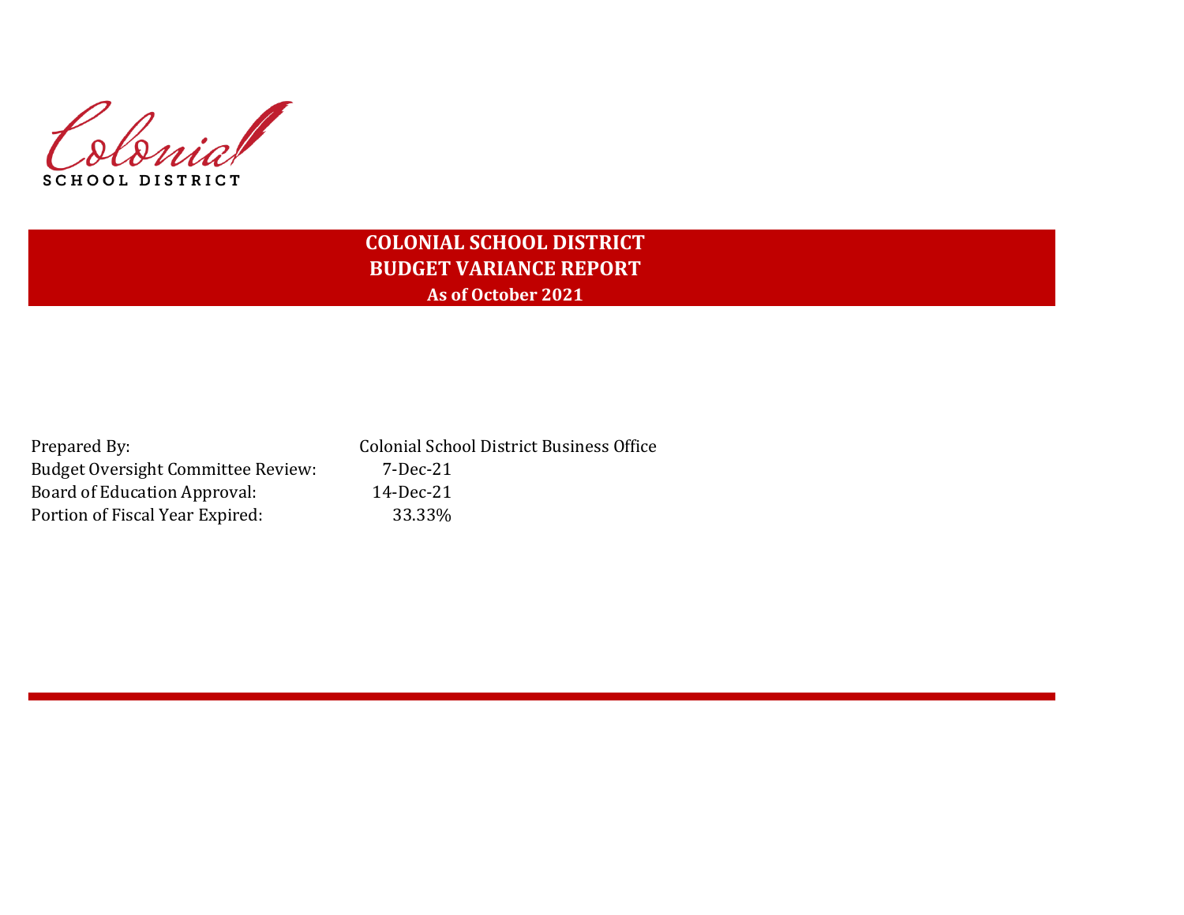Colonial

SCHOOL DISTRICT

# COLONIAL SCHOOL DISTRICT
## BUDGET VARIANCE REPORT
### As of October 2021

| | |
|---|---|
| Prepared By: | Colonial School District Business Office |
| Budget Oversight Committee Review: | 7-Dec-21 |
| Board of Education Approval: | 14-Dec-21 |
| Portion of Fiscal Year Expired: | 33.33% |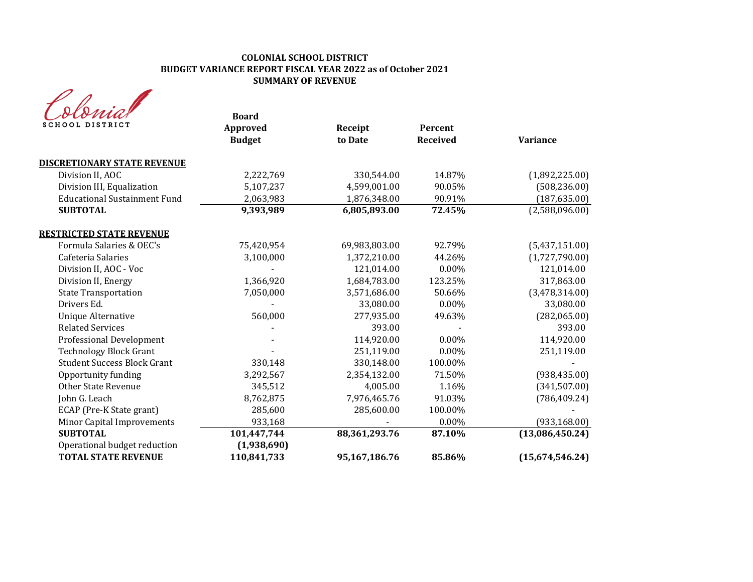**COLONIAL SCHOOL DISTRICT**
**BUDGET VARIANCE REPORT FISCAL YEAR 2022 as of October 2021**
**SUMMARY OF REVENUE**

Colonial SCHOOL DISTRICT

| | Board Approved Budget | Receipt to Date | Percent Received | Variance |
|---|---|---|---|---|
| **DISCRETIONARY STATE REVENUE** | | | | |
| Division II, AOC | 2,222,769 | 330,544.00 | 14.87% | (1,892,225.00) |
| Division III, Equalization | 5,107,237 | 4,599,001.00 | 90.05% | (508,236.00) |
| Educational Sustainment Fund | 2,063,983 | 1,876,348.00 | 90.91% | (187,635.00) |
| **SUBTOTAL** | **9,393,989** | **6,805,893.00** | **72.45%** | (2,588,096.00) |
| **RESTRICTED STATE REVENUE** | | | | |
| Formula Salaries & OEC's | 75,420,954 | 69,983,803.00 | 92.79% | (5,437,151.00) |
| Cafeteria Salaries | 3,100,000 | 1,372,210.00 | 44.26% | (1,727,790.00) |
| Division II, AOC - Voc | - | 121,014.00 | 0.00% | 121,014.00 |
| Division II, Energy | 1,366,920 | 1,684,783.00 | 123.25% | 317,863.00 |
| State Transportation | 7,050,000 | 3,571,686.00 | 50.66% | (3,478,314.00) |
| Drivers Ed. | - | 33,080.00 | 0.00% | 33,080.00 |
| Unique Alternative | 560,000 | 277,935.00 | 49.63% | (282,065.00) |
| Related Services | - | 393.00 | - | 393.00 |
| Professional Development | - | 114,920.00 | 0.00% | 114,920.00 |
| Technology Block Grant | - | 251,119.00 | 0.00% | 251,119.00 |
| Student Success Block Grant | 330,148 | 330,148.00 | 100.00% | - |
| Opportunity funding | 3,292,567 | 2,354,132.00 | 71.50% | (938,435.00) |
| Other State Revenue | 345,512 | 4,005.00 | 1.16% | (341,507.00) |
| John G. Leach | 8,762,875 | 7,976,465.76 | 91.03% | (786,409.24) |
| ECAP (Pre-K State grant) | 285,600 | 285,600.00 | 100.00% | - |
| Minor Capital Improvements | 933,168 | - | 0.00% | (933,168.00) |
| **SUBTOTAL** | **101,447,744** | **88,361,293.76** | **87.10%** | **(13,086,450.24)** |
| Operational budget reduction | **(1,938,690)** | | | |
| **TOTAL STATE REVENUE** | **110,841,733** | **95,167,186.76** | **85.86%** | **(15,674,546.24)** |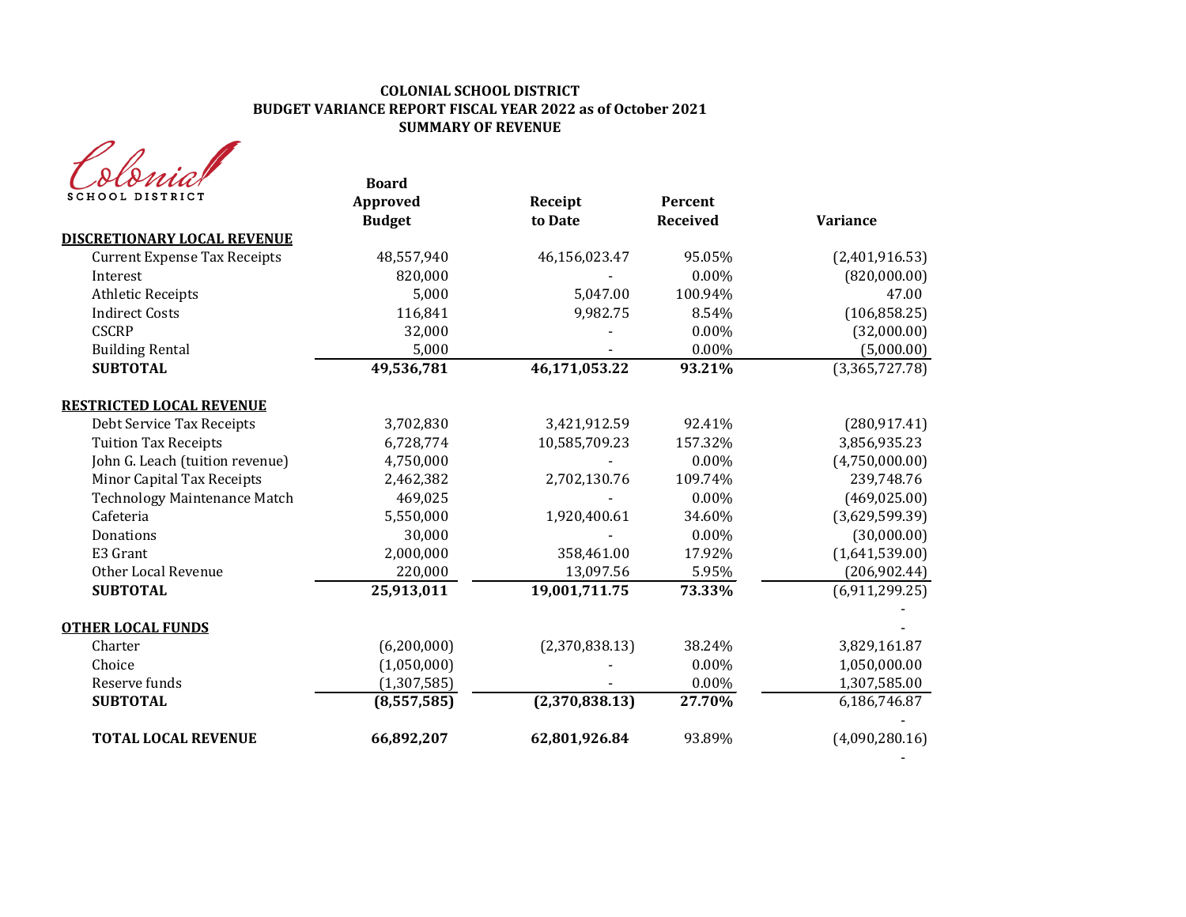**COLONIAL SCHOOL DISTRICT**
**BUDGET VARIANCE REPORT FISCAL YEAR 2022 as of October 2021**
**SUMMARY OF REVENUE**

Colonial SCHOOL DISTRICT

| | Board Approved Budget | Receipt to Date | Percent Received | Variance |
|---|---|---|---|---|
| **DISCRETIONARY LOCAL REVENUE** | | | | |
| Current Expense Tax Receipts | 48,557,940 | 46,156,023.47 | 95.05% | (2,401,916.53) |
| Interest | 820,000 | - | 0.00% | (820,000.00) |
| Athletic Receipts | 5,000 | 5,047.00 | 100.94% | 47.00 |
| Indirect Costs | 116,841 | 9,982.75 | 8.54% | (106,858.25) |
| CSCRP | 32,000 | - | 0.00% | (32,000.00) |
| Building Rental | 5,000 | - | 0.00% | (5,000.00) |
| **SUBTOTAL** | **49,536,781** | **46,171,053.22** | **93.21%** | (3,365,727.78) |
| **RESTRICTED LOCAL REVENUE** | | | | |
| Debt Service Tax Receipts | 3,702,830 | 3,421,912.59 | 92.41% | (280,917.41) |
| Tuition Tax Receipts | 6,728,774 | 10,585,709.23 | 157.32% | 3,856,935.23 |
| John G. Leach (tuition revenue) | 4,750,000 | - | 0.00% | (4,750,000.00) |
| Minor Capital Tax Receipts | 2,462,382 | 2,702,130.76 | 109.74% | 239,748.76 |
| Technology Maintenance Match | 469,025 | - | 0.00% | (469,025.00) |
| Cafeteria | 5,550,000 | 1,920,400.61 | 34.60% | (3,629,599.39) |
| Donations | 30,000 | - | 0.00% | (30,000.00) |
| E3 Grant | 2,000,000 | 358,461.00 | 17.92% | (1,641,539.00) |
| Other Local Revenue | 220,000 | 13,097.56 | 5.95% | (206,902.44) |
| **SUBTOTAL** | **25,913,011** | **19,001,711.75** | **73.33%** | (6,911,299.25) |
| | | | | - |
| **OTHER LOCAL FUNDS** | | | | - |
| Charter | (6,200,000) | (2,370,838.13) | 38.24% | 3,829,161.87 |
| Choice | (1,050,000) | - | 0.00% | 1,050,000.00 |
| Reserve funds | (1,307,585) | - | 0.00% | 1,307,585.00 |
| **SUBTOTAL** | **(8,557,585)** | **(2,370,838.13)** | **27.70%** | 6,186,746.87 |
| | | | | - |
| **TOTAL LOCAL REVENUE** | **66,892,207** | **62,801,926.84** | 93.89% | (4,090,280.16) |
| | | | | - |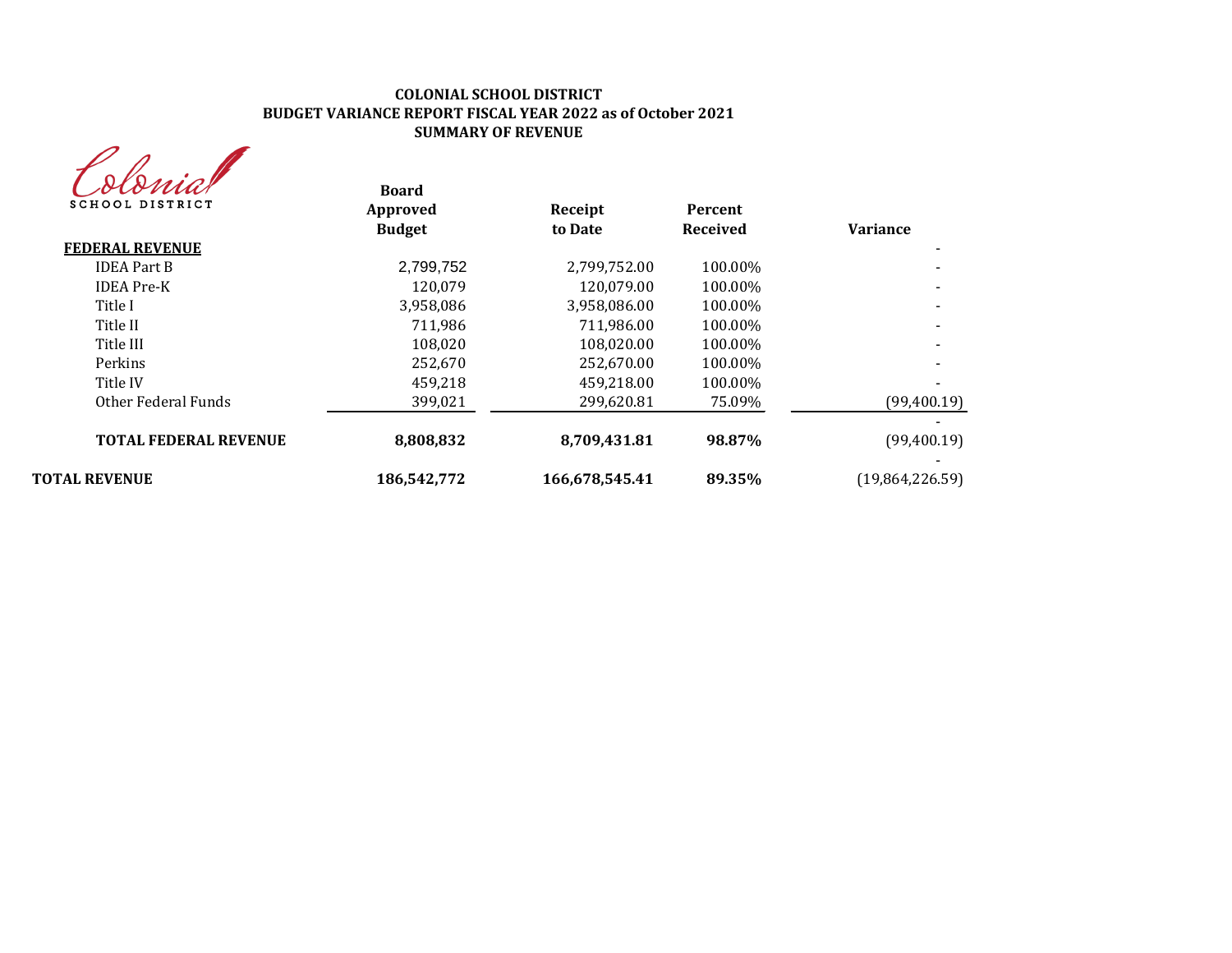**COLONIAL SCHOOL DISTRICT**
**BUDGET VARIANCE REPORT FISCAL YEAR 2022 as of October 2021**
**SUMMARY OF REVENUE**

| | Board Approved Budget | Receipt to Date | Percent Received | Variance |
|---|---|---|---|---|
| **FEDERAL REVENUE** | | | | - |
| IDEA Part B | 2,799,752 | 2,799,752.00 | 100.00% | - |
| IDEA Pre-K | 120,079 | 120,079.00 | 100.00% | - |
| Title I | 3,958,086 | 3,958,086.00 | 100.00% | - |
| Title II | 711,986 | 711,986.00 | 100.00% | - |
| Title III | 108,020 | 108,020.00 | 100.00% | - |
| Perkins | 252,670 | 252,670.00 | 100.00% | - |
| Title IV | 459,218 | 459,218.00 | 100.00% | - |
| Other Federal Funds | 399,021 | 299,620.81 | 75.09% | (99,400.19) |
| | | | | - |
| **TOTAL FEDERAL REVENUE** | **8,808,832** | **8,709,431.81** | **98.87%** | (99,400.19) |
| | | | | - |
| **TOTAL REVENUE** | **186,542,772** | **166,678,545.41** | **89.35%** | (19,864,226.59) |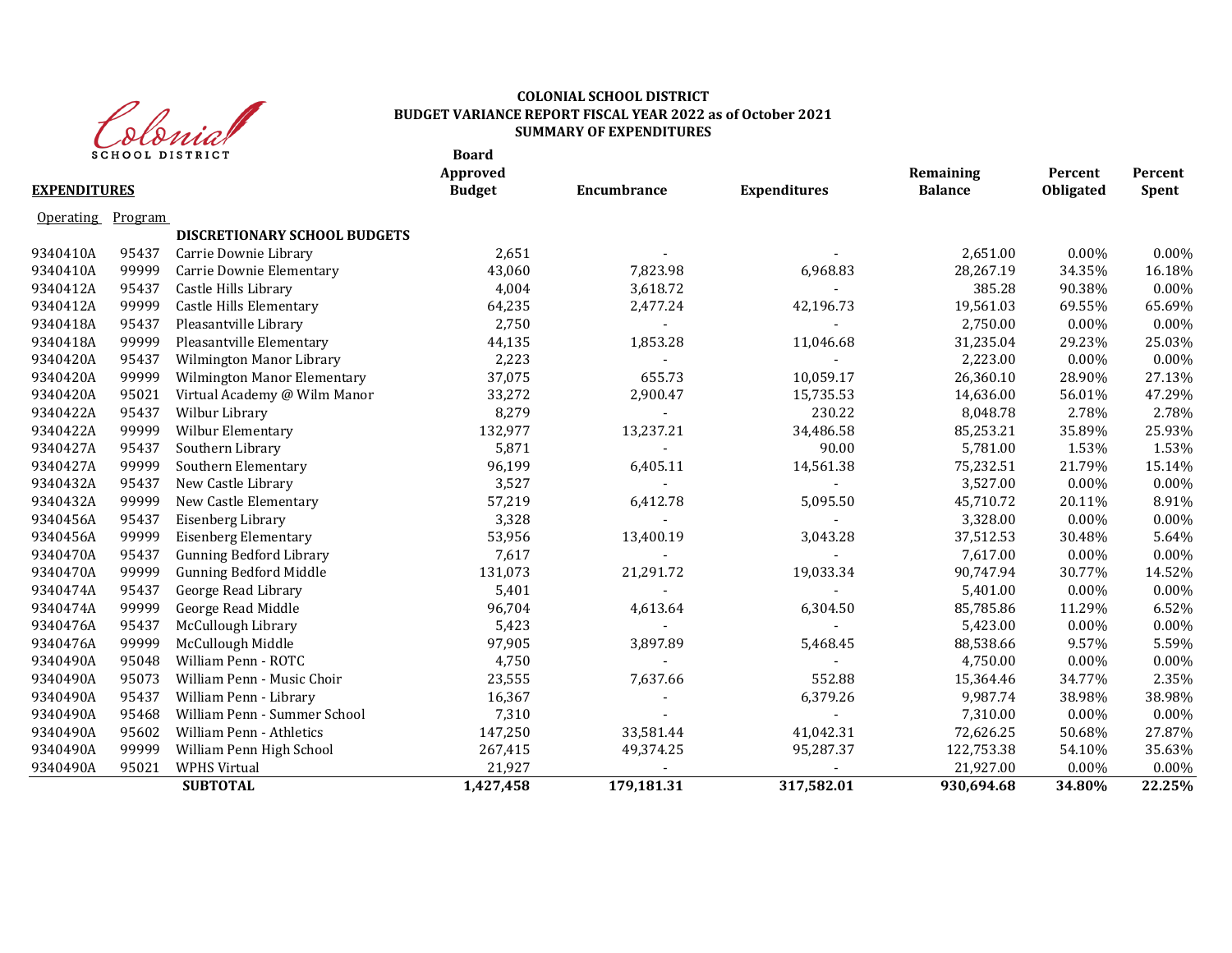Colonial SCHOOL DISTRICT

**COLONIAL SCHOOL DISTRICT**
**BUDGET VARIANCE REPORT FISCAL YEAR 2022 as of October 2021**
**SUMMARY OF EXPENDITURES**

| **EXPENDITURES** | | | **Board Approved Budget** | **Encumbrance** | **Expenditures** | **Remaining Balance** | **Percent Obligated** | **Percent Spent** |
|---|---|---|---|---|---|---|---|---|
| Operating | Program | | | | | | | |
| | | **DISCRETIONARY SCHOOL BUDGETS** | | | | | | |
| 9340410A | 95437 | Carrie Downie Library | 2,651 | - | - | 2,651.00 | 0.00% | 0.00% |
| 9340410A | 99999 | Carrie Downie Elementary | 43,060 | 7,823.98 | 6,968.83 | 28,267.19 | 34.35% | 16.18% |
| 9340412A | 95437 | Castle Hills Library | 4,004 | 3,618.72 | - | 385.28 | 90.38% | 0.00% |
| 9340412A | 99999 | Castle Hills Elementary | 64,235 | 2,477.24 | 42,196.73 | 19,561.03 | 69.55% | 65.69% |
| 9340418A | 95437 | Pleasantville Library | 2,750 | - | - | 2,750.00 | 0.00% | 0.00% |
| 9340418A | 99999 | Pleasantville Elementary | 44,135 | 1,853.28 | 11,046.68 | 31,235.04 | 29.23% | 25.03% |
| 9340420A | 95437 | Wilmington Manor Library | 2,223 | - | - | 2,223.00 | 0.00% | 0.00% |
| 9340420A | 99999 | Wilmington Manor Elementary | 37,075 | 655.73 | 10,059.17 | 26,360.10 | 28.90% | 27.13% |
| 9340420A | 95021 | Virtual Academy @ Wilm Manor | 33,272 | 2,900.47 | 15,735.53 | 14,636.00 | 56.01% | 47.29% |
| 9340422A | 95437 | Wilbur Library | 8,279 | - | 230.22 | 8,048.78 | 2.78% | 2.78% |
| 9340422A | 99999 | Wilbur Elementary | 132,977 | 13,237.21 | 34,486.58 | 85,253.21 | 35.89% | 25.93% |
| 9340427A | 95437 | Southern Library | 5,871 | - | 90.00 | 5,781.00 | 1.53% | 1.53% |
| 9340427A | 99999 | Southern Elementary | 96,199 | 6,405.11 | 14,561.38 | 75,232.51 | 21.79% | 15.14% |
| 9340432A | 95437 | New Castle Library | 3,527 | - | - | 3,527.00 | 0.00% | 0.00% |
| 9340432A | 99999 | New Castle Elementary | 57,219 | 6,412.78 | 5,095.50 | 45,710.72 | 20.11% | 8.91% |
| 9340456A | 95437 | Eisenberg Library | 3,328 | - | - | 3,328.00 | 0.00% | 0.00% |
| 9340456A | 99999 | Eisenberg Elementary | 53,956 | 13,400.19 | 3,043.28 | 37,512.53 | 30.48% | 5.64% |
| 9340470A | 95437 | Gunning Bedford Library | 7,617 | - | - | 7,617.00 | 0.00% | 0.00% |
| 9340470A | 99999 | Gunning Bedford Middle | 131,073 | 21,291.72 | 19,033.34 | 90,747.94 | 30.77% | 14.52% |
| 9340474A | 95437 | George Read Library | 5,401 | - | - | 5,401.00 | 0.00% | 0.00% |
| 9340474A | 99999 | George Read Middle | 96,704 | 4,613.64 | 6,304.50 | 85,785.86 | 11.29% | 6.52% |
| 9340476A | 95437 | McCullough Library | 5,423 | - | - | 5,423.00 | 0.00% | 0.00% |
| 9340476A | 99999 | McCullough Middle | 97,905 | 3,897.89 | 5,468.45 | 88,538.66 | 9.57% | 5.59% |
| 9340490A | 95048 | William Penn - ROTC | 4,750 | - | - | 4,750.00 | 0.00% | 0.00% |
| 9340490A | 95073 | William Penn - Music Choir | 23,555 | 7,637.66 | 552.88 | 15,364.46 | 34.77% | 2.35% |
| 9340490A | 95437 | William Penn - Library | 16,367 | - | 6,379.26 | 9,987.74 | 38.98% | 38.98% |
| 9340490A | 95468 | William Penn - Summer School | 7,310 | - | - | 7,310.00 | 0.00% | 0.00% |
| 9340490A | 95602 | William Penn - Athletics | 147,250 | 33,581.44 | 41,042.31 | 72,626.25 | 50.68% | 27.87% |
| 9340490A | 99999 | William Penn High School | 267,415 | 49,374.25 | 95,287.37 | 122,753.38 | 54.10% | 35.63% |
| 9340490A | 95021 | WPHS Virtual | 21,927 | - | - | 21,927.00 | 0.00% | 0.00% |
| | | **SUBTOTAL** | **1,427,458** | **179,181.31** | **317,582.01** | **930,694.68** | **34.80%** | **22.25%** |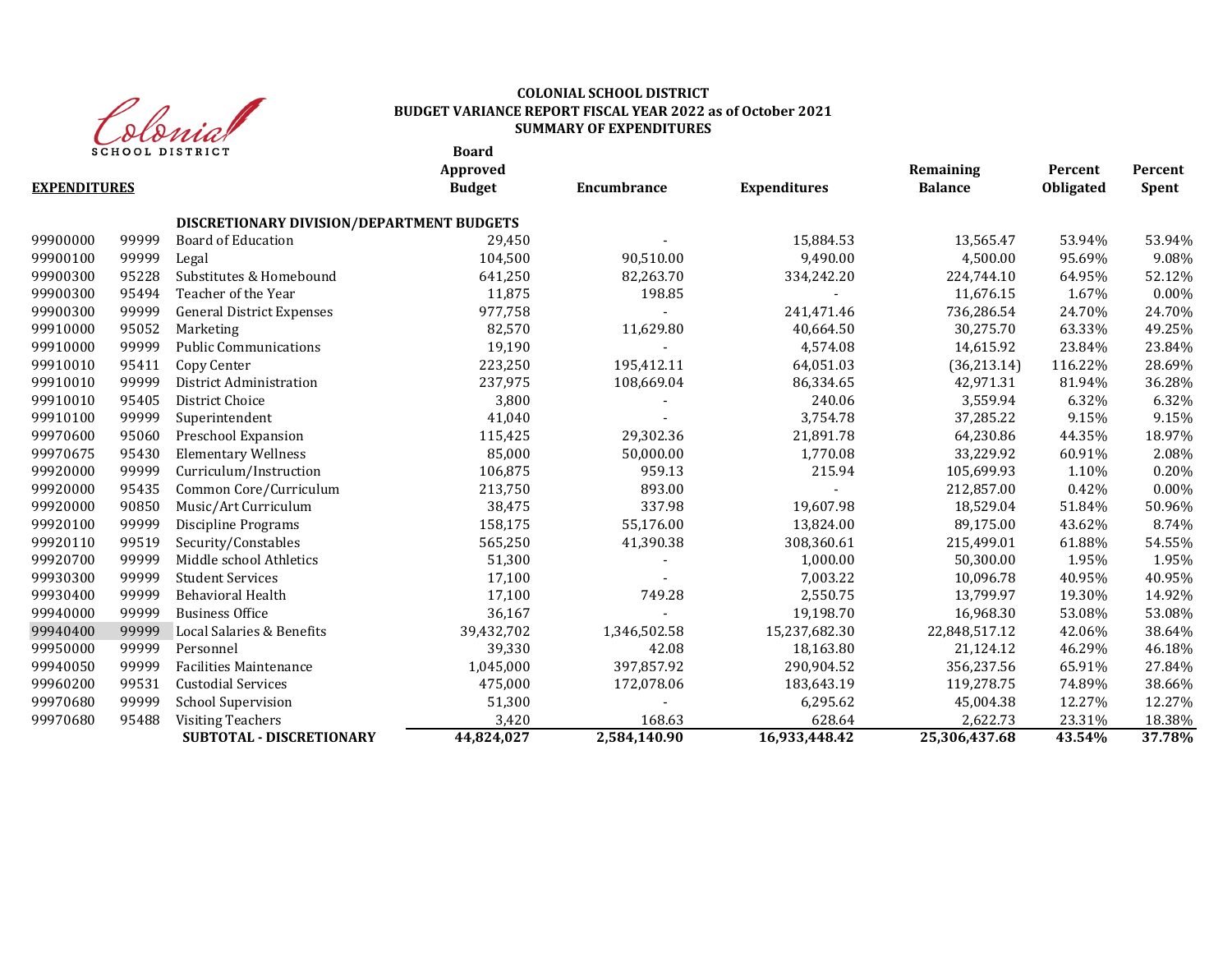Colonial SCHOOL DISTRICT

**COLONIAL SCHOOL DISTRICT**
**BUDGET VARIANCE REPORT FISCAL YEAR 2022 as of October 2021**
**SUMMARY OF EXPENDITURES**

| **EXPENDITURES** | | | **Board Approved Budget** | **Encumbrance** | **Expenditures** | **Remaining Balance** | **Percent Obligated** | **Percent Spent** |
|---|---|---|---|---|---|---|---|---|
| | | **DISCRETIONARY DIVISION/DEPARTMENT BUDGETS** | | | | | | |
| 99900000 | 99999 | Board of Education | 29,450 | - | 15,884.53 | 13,565.47 | 53.94% | 53.94% |
| 99900100 | 99999 | Legal | 104,500 | 90,510.00 | 9,490.00 | 4,500.00 | 95.69% | 9.08% |
| 99900300 | 95228 | Substitutes & Homebound | 641,250 | 82,263.70 | 334,242.20 | 224,744.10 | 64.95% | 52.12% |
| 99900300 | 95494 | Teacher of the Year | 11,875 | 198.85 | - | 11,676.15 | 1.67% | 0.00% |
| 99900300 | 99999 | General District Expenses | 977,758 | - | 241,471.46 | 736,286.54 | 24.70% | 24.70% |
| 99910000 | 95052 | Marketing | 82,570 | 11,629.80 | 40,664.50 | 30,275.70 | 63.33% | 49.25% |
| 99910000 | 99999 | Public Communications | 19,190 | - | 4,574.08 | 14,615.92 | 23.84% | 23.84% |
| 99910010 | 95411 | Copy Center | 223,250 | 195,412.11 | 64,051.03 | (36,213.14) | 116.22% | 28.69% |
| 99910010 | 99999 | District Administration | 237,975 | 108,669.04 | 86,334.65 | 42,971.31 | 81.94% | 36.28% |
| 99910010 | 95405 | District Choice | 3,800 | - | 240.06 | 3,559.94 | 6.32% | 6.32% |
| 99910100 | 99999 | Superintendent | 41,040 | - | 3,754.78 | 37,285.22 | 9.15% | 9.15% |
| 99970600 | 95060 | Preschool Expansion | 115,425 | 29,302.36 | 21,891.78 | 64,230.86 | 44.35% | 18.97% |
| 99970675 | 95430 | Elementary Wellness | 85,000 | 50,000.00 | 1,770.08 | 33,229.92 | 60.91% | 2.08% |
| 99920000 | 99999 | Curriculum/Instruction | 106,875 | 959.13 | 215.94 | 105,699.93 | 1.10% | 0.20% |
| 99920000 | 95435 | Common Core/Curriculum | 213,750 | 893.00 | - | 212,857.00 | 0.42% | 0.00% |
| 99920000 | 90850 | Music/Art Curriculum | 38,475 | 337.98 | 19,607.98 | 18,529.04 | 51.84% | 50.96% |
| 99920100 | 99999 | Discipline Programs | 158,175 | 55,176.00 | 13,824.00 | 89,175.00 | 43.62% | 8.74% |
| 99920110 | 99519 | Security/Constables | 565,250 | 41,390.38 | 308,360.61 | 215,499.01 | 61.88% | 54.55% |
| 99920700 | 99999 | Middle school Athletics | 51,300 | - | 1,000.00 | 50,300.00 | 1.95% | 1.95% |
| 99930300 | 99999 | Student Services | 17,100 | - | 7,003.22 | 10,096.78 | 40.95% | 40.95% |
| 99930400 | 99999 | Behavioral Health | 17,100 | 749.28 | 2,550.75 | 13,799.97 | 19.30% | 14.92% |
| 99940000 | 99999 | Business Office | 36,167 | - | 19,198.70 | 16,968.30 | 53.08% | 53.08% |
| 99940400 | 99999 | Local Salaries & Benefits | 39,432,702 | 1,346,502.58 | 15,237,682.30 | 22,848,517.12 | 42.06% | 38.64% |
| 99950000 | 99999 | Personnel | 39,330 | 42.08 | 18,163.80 | 21,124.12 | 46.29% | 46.18% |
| 99940050 | 99999 | Facilities Maintenance | 1,045,000 | 397,857.92 | 290,904.52 | 356,237.56 | 65.91% | 27.84% |
| 99960200 | 99531 | Custodial Services | 475,000 | 172,078.06 | 183,643.19 | 119,278.75 | 74.89% | 38.66% |
| 99970680 | 99999 | School Supervision | 51,300 | - | 6,295.62 | 45,004.38 | 12.27% | 12.27% |
| 99970680 | 95488 | Visiting Teachers | 3,420 | 168.63 | 628.64 | 2,622.73 | 23.31% | 18.38% |
| | | **SUBTOTAL - DISCRETIONARY** | **44,824,027** | **2,584,140.90** | **16,933,448.42** | **25,306,437.68** | **43.54%** | **37.78%** |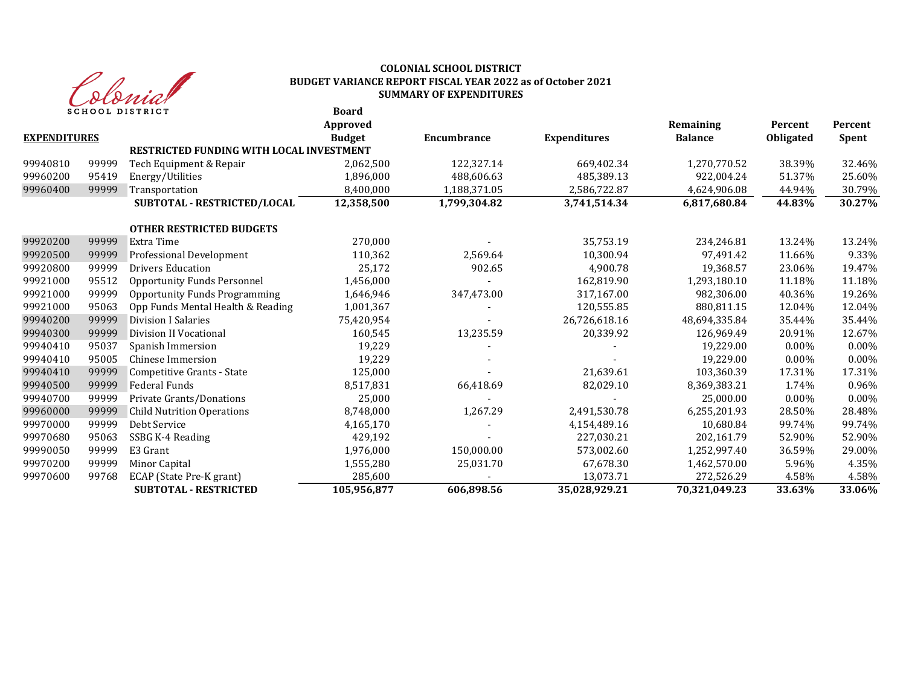# COLONIAL SCHOOL DISTRICT

## BUDGET VARIANCE REPORT FISCAL YEAR 2022 as of October 2021

## SUMMARY OF EXPENDITURES

| **EXPENDITURES** | | | **Board Approved Budget** | **Encumbrance** | **Expenditures** | **Remaining Balance** | **Percent Obligated** | **Percent Spent** |
|---|---|---|---|---|---|---|---|---|
| | | **RESTRICTED FUNDING WITH LOCAL INVESTMENT** | | | | | | |
| 99940810 | 99999 | Tech Equipment & Repair | 2,062,500 | 122,327.14 | 669,402.34 | 1,270,770.52 | 38.39% | 32.46% |
| 99960200 | 95419 | Energy/Utilities | 1,896,000 | 488,606.63 | 485,389.13 | 922,004.24 | 51.37% | 25.60% |
| 99960400 | 99999 | Transportation | 8,400,000 | 1,188,371.05 | 2,586,722.87 | 4,624,906.08 | 44.94% | 30.79% |
| | | **SUBTOTAL - RESTRICTED/LOCAL** | **12,358,500** | **1,799,304.82** | **3,741,514.34** | **6,817,680.84** | **44.83%** | **30.27%** |
| | | **OTHER RESTRICTED BUDGETS** | | | | | | |
| 99920200 | 99999 | Extra Time | 270,000 | - | 35,753.19 | 234,246.81 | 13.24% | 13.24% |
| 99920500 | 99999 | Professional Development | 110,362 | 2,569.64 | 10,300.94 | 97,491.42 | 11.66% | 9.33% |
| 99920800 | 99999 | Drivers Education | 25,172 | 902.65 | 4,900.78 | 19,368.57 | 23.06% | 19.47% |
| 99921000 | 95512 | Opportunity Funds Personnel | 1,456,000 | - | 162,819.90 | 1,293,180.10 | 11.18% | 11.18% |
| 99921000 | 99999 | Opportunity Funds Programming | 1,646,946 | 347,473.00 | 317,167.00 | 982,306.00 | 40.36% | 19.26% |
| 99921000 | 95063 | Opp Funds Mental Health & Reading | 1,001,367 | - | 120,555.85 | 880,811.15 | 12.04% | 12.04% |
| 99940200 | 99999 | Division I Salaries | 75,420,954 | - | 26,726,618.16 | 48,694,335.84 | 35.44% | 35.44% |
| 99940300 | 99999 | Division II Vocational | 160,545 | 13,235.59 | 20,339.92 | 126,969.49 | 20.91% | 12.67% |
| 99940410 | 95037 | Spanish Immersion | 19,229 | - | - | 19,229.00 | 0.00% | 0.00% |
| 99940410 | 95005 | Chinese Immersion | 19,229 | - | - | 19,229.00 | 0.00% | 0.00% |
| 99940410 | 99999 | Competitive Grants - State | 125,000 | - | 21,639.61 | 103,360.39 | 17.31% | 17.31% |
| 99940500 | 99999 | Federal Funds | 8,517,831 | 66,418.69 | 82,029.10 | 8,369,383.21 | 1.74% | 0.96% |
| 99940700 | 99999 | Private Grants/Donations | 25,000 | - | - | 25,000.00 | 0.00% | 0.00% |
| 99960000 | 99999 | Child Nutrition Operations | 8,748,000 | 1,267.29 | 2,491,530.78 | 6,255,201.93 | 28.50% | 28.48% |
| 99970000 | 99999 | Debt Service | 4,165,170 | - | 4,154,489.16 | 10,680.84 | 99.74% | 99.74% |
| 99970680 | 95063 | SSBG K-4 Reading | 429,192 | - | 227,030.21 | 202,161.79 | 52.90% | 52.90% |
| 99990050 | 99999 | E3 Grant | 1,976,000 | 150,000.00 | 573,002.60 | 1,252,997.40 | 36.59% | 29.00% |
| 99970200 | 99999 | Minor Capital | 1,555,280 | 25,031.70 | 67,678.30 | 1,462,570.00 | 5.96% | 4.35% |
| 99970600 | 99768 | ECAP (State Pre-K grant) | 285,600 | - | 13,073.71 | 272,526.29 | 4.58% | 4.58% |
| | | **SUBTOTAL - RESTRICTED** | **105,956,877** | **606,898.56** | **35,028,929.21** | **70,321,049.23** | **33.63%** | **33.06%** |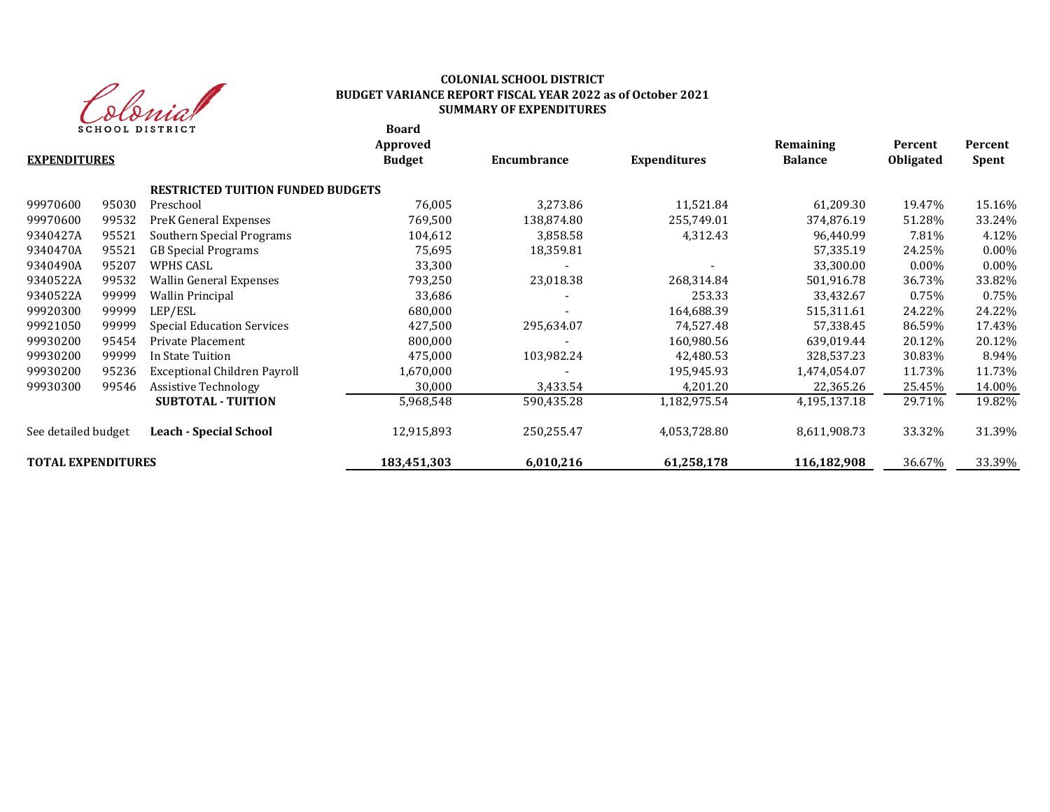**COLONIAL SCHOOL DISTRICT**
**BUDGET VARIANCE REPORT FISCAL YEAR 2022 as of October 2021**
**SUMMARY OF EXPENDITURES**

| **EXPENDITURES** | | | **Board Approved Budget** | **Encumbrance** | **Expenditures** | **Remaining Balance** | **Percent Obligated** | **Percent Spent** |
|---|---|---|---|---|---|---|---|---|
| | | **RESTRICTED TUITION FUNDED BUDGETS** | | | | | | |
| 99970600 | 95030 | Preschool | 76,005 | 3,273.86 | 11,521.84 | 61,209.30 | 19.47% | 15.16% |
| 99970600 | 99532 | PreK General Expenses | 769,500 | 138,874.80 | 255,749.01 | 374,876.19 | 51.28% | 33.24% |
| 9340427A | 95521 | Southern Special Programs | 104,612 | 3,858.58 | 4,312.43 | 96,440.99 | 7.81% | 4.12% |
| 9340470A | 95521 | GB Special Programs | 75,695 | 18,359.81 | | 57,335.19 | 24.25% | 0.00% |
| 9340490A | 95207 | WPHS CASL | 33,300 | - | - | 33,300.00 | 0.00% | 0.00% |
| 9340522A | 99532 | Wallin General Expenses | 793,250 | 23,018.38 | 268,314.84 | 501,916.78 | 36.73% | 33.82% |
| 9340522A | 99999 | Wallin Principal | 33,686 | - | 253.33 | 33,432.67 | 0.75% | 0.75% |
| 99920300 | 99999 | LEP/ESL | 680,000 | - | 164,688.39 | 515,311.61 | 24.22% | 24.22% |
| 99921050 | 99999 | Special Education Services | 427,500 | 295,634.07 | 74,527.48 | 57,338.45 | 86.59% | 17.43% |
| 99930200 | 95454 | Private Placement | 800,000 | - | 160,980.56 | 639,019.44 | 20.12% | 20.12% |
| 99930200 | 99999 | In State Tuition | 475,000 | 103,982.24 | 42,480.53 | 328,537.23 | 30.83% | 8.94% |
| 99930200 | 95236 | Exceptional Children Payroll | 1,670,000 | - | 195,945.93 | 1,474,054.07 | 11.73% | 11.73% |
| 99930300 | 99546 | Assistive Technology | 30,000 | 3,433.54 | 4,201.20 | 22,365.26 | 25.45% | 14.00% |
| | | **SUBTOTAL - TUITION** | 5,968,548 | 590,435.28 | 1,182,975.54 | 4,195,137.18 | 29.71% | 19.82% |
| See detailed budget | | **Leach - Special School** | 12,915,893 | 250,255.47 | 4,053,728.80 | 8,611,908.73 | 33.32% | 31.39% |
| **TOTAL EXPENDITURES** | | | **183,451,303** | **6,010,216** | **61,258,178** | **116,182,908** | 36.67% | 33.39% |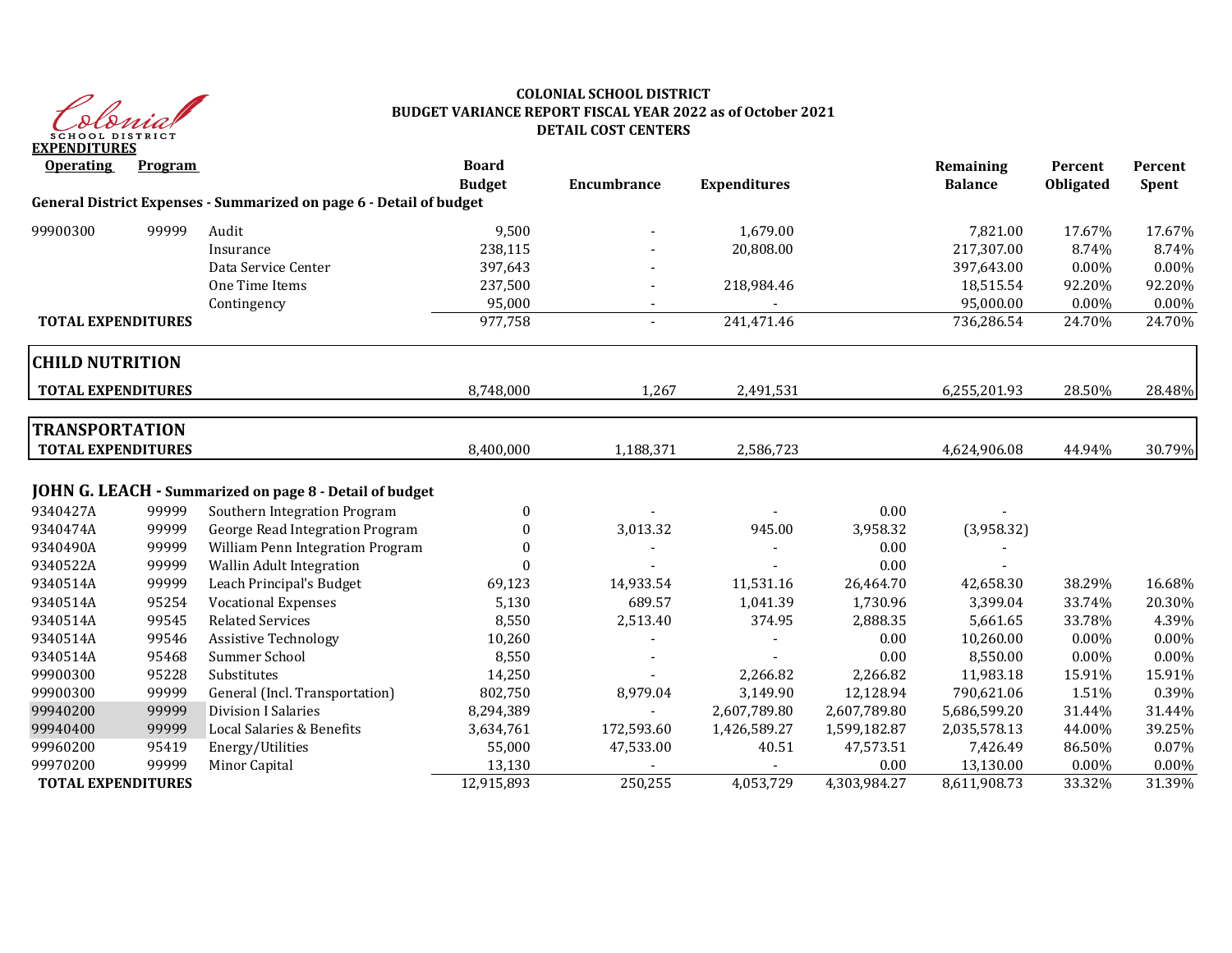**COLONIAL SCHOOL DISTRICT**
**BUDGET VARIANCE REPORT FISCAL YEAR 2022 as of October 2021**
**DETAIL COST CENTERS**

**EXPENDITURES**

| Operating | Program | | Board Budget | Encumbrance | Expenditures | | Remaining Balance | Percent Obligated | Percent Spent |
|---|---|---|---|---|---|---|---|---|---|
| **General District Expenses - Summarized on page 6 - Detail of budget** | | | | | | | | | |
| 99900300 | 99999 | Audit | 9,500 | - | 1,679.00 | | 7,821.00 | 17.67% | 17.67% |
| | | Insurance | 238,115 | - | 20,808.00 | | 217,307.00 | 8.74% | 8.74% |
| | | Data Service Center | 397,643 | - | | | 397,643.00 | 0.00% | 0.00% |
| | | One Time Items | 237,500 | - | 218,984.46 | | 18,515.54 | 92.20% | 92.20% |
| | | Contingency | 95,000 | - | - | | 95,000.00 | 0.00% | 0.00% |
| **TOTAL EXPENDITURES** | | | 977,758 | - | 241,471.46 | | 736,286.54 | 24.70% | 24.70% |
| **CHILD NUTRITION** | | | | | | | | | |
| **TOTAL EXPENDITURES** | | | 8,748,000 | 1,267 | 2,491,531 | | 6,255,201.93 | 28.50% | 28.48% |
| **TRANSPORTATION** | | | | | | | | | |
| **TOTAL EXPENDITURES** | | | 8,400,000 | 1,188,371 | 2,586,723 | | 4,624,906.08 | 44.94% | 30.79% |
| **JOHN G. LEACH - Summarized on page 8 - Detail of budget** | | | | | | | | | |
| 9340427A | 99999 | Southern Integration Program | 0 | - | - | 0.00 | - | | |
| 9340474A | 99999 | George Read Integration Program | 0 | 3,013.32 | 945.00 | 3,958.32 | (3,958.32) | | |
| 9340490A | 99999 | William Penn Integration Program | 0 | - | - | 0.00 | - | | |
| 9340522A | 99999 | Wallin Adult Integration | 0 | - | - | 0.00 | - | | |
| 9340514A | 99999 | Leach Principal's Budget | 69,123 | 14,933.54 | 11,531.16 | 26,464.70 | 42,658.30 | 38.29% | 16.68% |
| 9340514A | 95254 | Vocational Expenses | 5,130 | 689.57 | 1,041.39 | 1,730.96 | 3,399.04 | 33.74% | 20.30% |
| 9340514A | 99545 | Related Services | 8,550 | 2,513.40 | 374.95 | 2,888.35 | 5,661.65 | 33.78% | 4.39% |
| 9340514A | 99546 | Assistive Technology | 10,260 | - | - | 0.00 | 10,260.00 | 0.00% | 0.00% |
| 9340514A | 95468 | Summer School | 8,550 | - | - | 0.00 | 8,550.00 | 0.00% | 0.00% |
| 99900300 | 95228 | Substitutes | 14,250 | - | 2,266.82 | 2,266.82 | 11,983.18 | 15.91% | 15.91% |
| 99900300 | 99999 | General (Incl. Transportation) | 802,750 | 8,979.04 | 3,149.90 | 12,128.94 | 790,621.06 | 1.51% | 0.39% |
| 99940200 | 99999 | Division I Salaries | 8,294,389 | - | 2,607,789.80 | 2,607,789.80 | 5,686,599.20 | 31.44% | 31.44% |
| 99940400 | 99999 | Local Salaries & Benefits | 3,634,761 | 172,593.60 | 1,426,589.27 | 1,599,182.87 | 2,035,578.13 | 44.00% | 39.25% |
| 99960200 | 95419 | Energy/Utilities | 55,000 | 47,533.00 | 40.51 | 47,573.51 | 7,426.49 | 86.50% | 0.07% |
| 99970200 | 99999 | Minor Capital | 13,130 | - | - | 0.00 | 13,130.00 | 0.00% | 0.00% |
| **TOTAL EXPENDITURES** | | | 12,915,893 | 250,255 | 4,053,729 | 4,303,984.27 | 8,611,908.73 | 33.32% | 31.39% |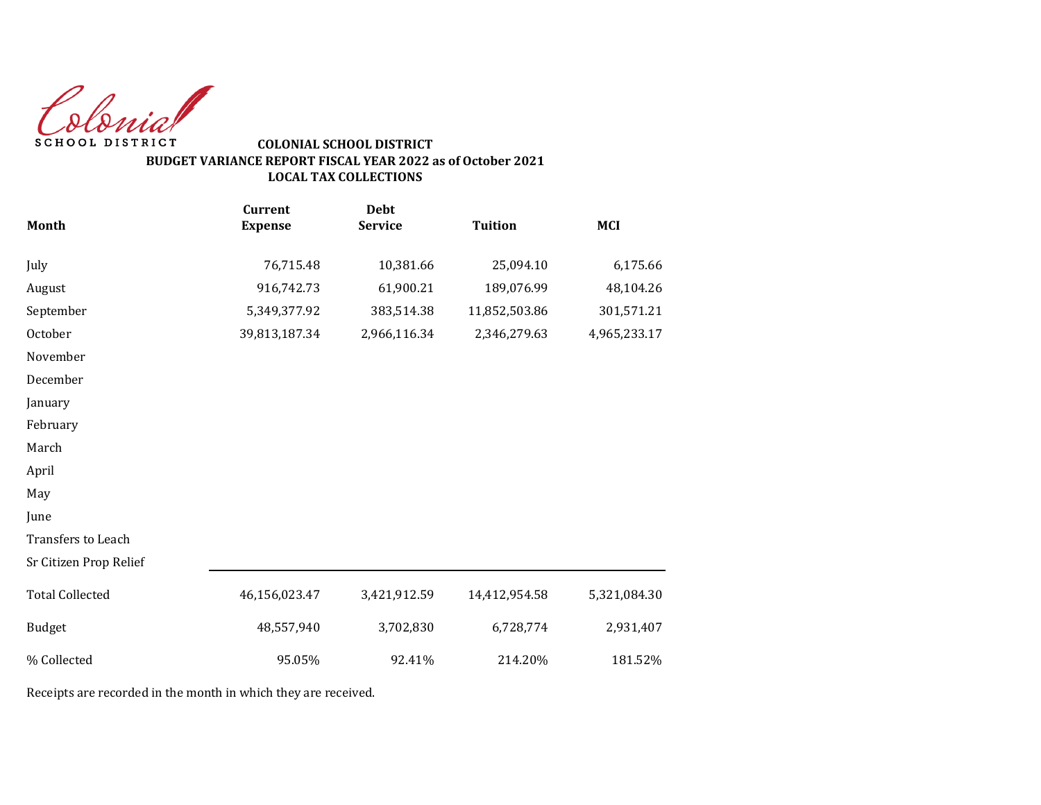Colonial SCHOOL DISTRICT

**COLONIAL SCHOOL DISTRICT**
**BUDGET VARIANCE REPORT FISCAL YEAR 2022 as of October 2021**
**LOCAL TAX COLLECTIONS**

| Month | Current Expense | Debt Service | Tuition | MCI |
|---|---|---|---|---|
| July | 76,715.48 | 10,381.66 | 25,094.10 | 6,175.66 |
| August | 916,742.73 | 61,900.21 | 189,076.99 | 48,104.26 |
| September | 5,349,377.92 | 383,514.38 | 11,852,503.86 | 301,571.21 |
| October | 39,813,187.34 | 2,966,116.34 | 2,346,279.63 | 4,965,233.17 |
| November | | | | |
| December | | | | |
| January | | | | |
| February | | | | |
| March | | | | |
| April | | | | |
| May | | | | |
| June | | | | |
| Transfers to Leach | | | | |
| Sr Citizen Prop Relief | | | | |
| Total Collected | 46,156,023.47 | 3,421,912.59 | 14,412,954.58 | 5,321,084.30 |
| Budget | 48,557,940 | 3,702,830 | 6,728,774 | 2,931,407 |
| % Collected | 95.05% | 92.41% | 214.20% | 181.52% |

Receipts are recorded in the month in which they are received.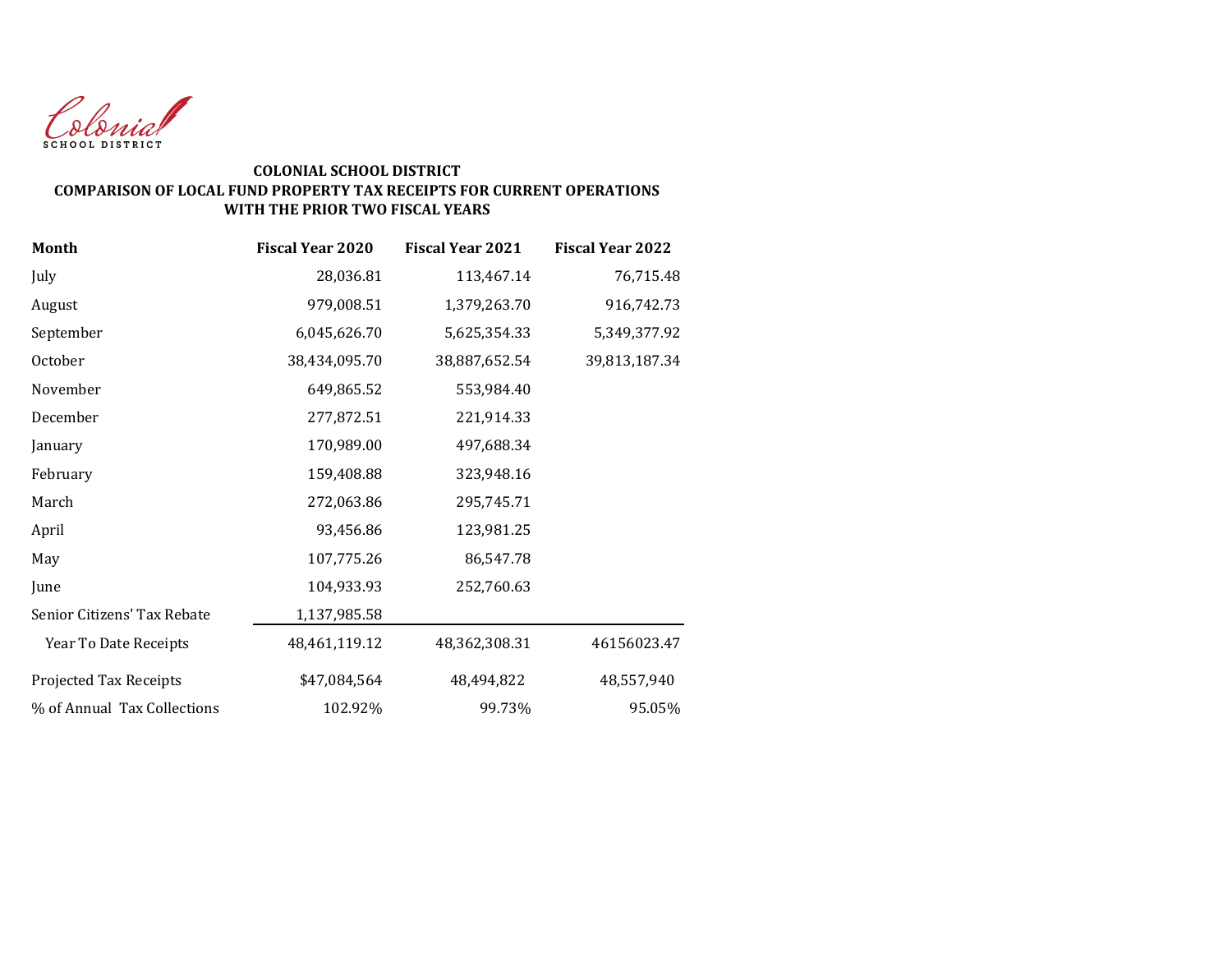Colonial
SCHOOL DISTRICT

**COLONIAL SCHOOL DISTRICT**
**COMPARISON OF LOCAL FUND PROPERTY TAX RECEIPTS FOR CURRENT OPERATIONS WITH THE PRIOR TWO FISCAL YEARS**

| Month | Fiscal Year 2020 | Fiscal Year 2021 | Fiscal Year 2022 |
|---|---|---|---|
| July | 28,036.81 | 113,467.14 | 76,715.48 |
| August | 979,008.51 | 1,379,263.70 | 916,742.73 |
| September | 6,045,626.70 | 5,625,354.33 | 5,349,377.92 |
| October | 38,434,095.70 | 38,887,652.54 | 39,813,187.34 |
| November | 649,865.52 | 553,984.40 | |
| December | 277,872.51 | 221,914.33 | |
| January | 170,989.00 | 497,688.34 | |
| February | 159,408.88 | 323,948.16 | |
| March | 272,063.86 | 295,745.71 | |
| April | 93,456.86 | 123,981.25 | |
| May | 107,775.26 | 86,547.78 | |
| June | 104,933.93 | 252,760.63 | |
| Senior Citizens' Tax Rebate | 1,137,985.58 | | |
| Year To Date Receipts | 48,461,119.12 | 48,362,308.31 | 46156023.47 |
| Projected Tax Receipts | $47,084,564 | 48,494,822 | 48,557,940 |
| % of Annual Tax Collections | 102.92% | 99.73% | 95.05% |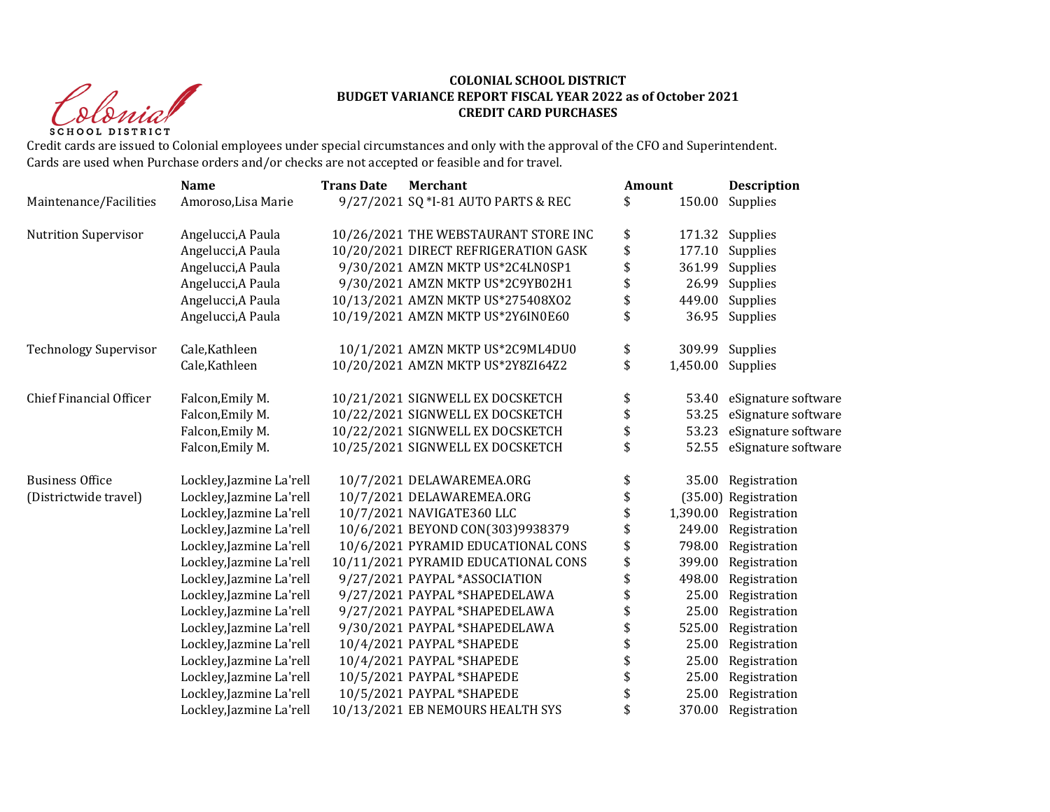**COLONIAL SCHOOL DISTRICT**
**BUDGET VARIANCE REPORT FISCAL YEAR 2022 as of October 2021**
**CREDIT CARD PURCHASES**

Credit cards are issued to Colonial employees under special circumstances and only with the approval of the CFO and Superintendent.
Cards are used when Purchase orders and/or checks are not accepted or feasible and for travel.

| | Name | Trans Date | Merchant | Amount | Description |
|---|---|---|---|---|---|
| Maintenance/Facilities | Amoroso,Lisa Marie | 9/27/2021 | SQ *I-81 AUTO PARTS & REC | $ 150.00 | Supplies |
| | | | | | |
| Nutrition Supervisor | Angelucci,A Paula | 10/26/2021 | THE WEBSTAURANT STORE INC | $ 171.32 | Supplies |
| | Angelucci,A Paula | 10/20/2021 | DIRECT REFRIGERATION GASK | $ 177.10 | Supplies |
| | Angelucci,A Paula | 9/30/2021 | AMZN MKTP US*2C4LN0SP1 | $ 361.99 | Supplies |
| | Angelucci,A Paula | 9/30/2021 | AMZN MKTP US*2C9YB02H1 | $ 26.99 | Supplies |
| | Angelucci,A Paula | 10/13/2021 | AMZN MKTP US*275408XO2 | $ 449.00 | Supplies |
| | Angelucci,A Paula | 10/19/2021 | AMZN MKTP US*2Y6IN0E60 | $ 36.95 | Supplies |
| | | | | | |
| Technology Supervisor | Cale,Kathleen | 10/1/2021 | AMZN MKTP US*2C9ML4DU0 | $ 309.99 | Supplies |
| | Cale,Kathleen | 10/20/2021 | AMZN MKTP US*2Y8ZI64Z2 | $ 1,450.00 | Supplies |
| | | | | | |
| Chief Financial Officer | Falcon,Emily M. | 10/21/2021 | SIGNWELL EX DOCSKETCH | $ 53.40 | eSignature software |
| | Falcon,Emily M. | 10/22/2021 | SIGNWELL EX DOCSKETCH | $ 53.25 | eSignature software |
| | Falcon,Emily M. | 10/22/2021 | SIGNWELL EX DOCSKETCH | $ 53.23 | eSignature software |
| | Falcon,Emily M. | 10/25/2021 | SIGNWELL EX DOCSKETCH | $ 52.55 | eSignature software |
| | | | | | |
| Business Office | Lockley,Jazmine La'rell | 10/7/2021 | DELAWAREMEA.ORG | $ 35.00 | Registration |
| (Districtwide travel) | Lockley,Jazmine La'rell | 10/7/2021 | DELAWAREMEA.ORG | $ (35.00) | Registration |
| | Lockley,Jazmine La'rell | 10/7/2021 | NAVIGATE360 LLC | $ 1,390.00 | Registration |
| | Lockley,Jazmine La'rell | 10/6/2021 | BEYOND CON(303)9938379 | $ 249.00 | Registration |
| | Lockley,Jazmine La'rell | 10/6/2021 | PYRAMID EDUCATIONAL CONS | $ 798.00 | Registration |
| | Lockley,Jazmine La'rell | 10/11/2021 | PYRAMID EDUCATIONAL CONS | $ 399.00 | Registration |
| | Lockley,Jazmine La'rell | 9/27/2021 | PAYPAL *ASSOCIATION | $ 498.00 | Registration |
| | Lockley,Jazmine La'rell | 9/27/2021 | PAYPAL *SHAPEDELAWA | $ 25.00 | Registration |
| | Lockley,Jazmine La'rell | 9/27/2021 | PAYPAL *SHAPEDELAWA | $ 25.00 | Registration |
| | Lockley,Jazmine La'rell | 9/30/2021 | PAYPAL *SHAPEDELAWA | $ 525.00 | Registration |
| | Lockley,Jazmine La'rell | 10/4/2021 | PAYPAL *SHAPEDE | $ 25.00 | Registration |
| | Lockley,Jazmine La'rell | 10/4/2021 | PAYPAL *SHAPEDE | $ 25.00 | Registration |
| | Lockley,Jazmine La'rell | 10/5/2021 | PAYPAL *SHAPEDE | $ 25.00 | Registration |
| | Lockley,Jazmine La'rell | 10/5/2021 | PAYPAL *SHAPEDE | $ 25.00 | Registration |
| | Lockley,Jazmine La'rell | 10/13/2021 | EB NEMOURS HEALTH SYS | $ 370.00 | Registration |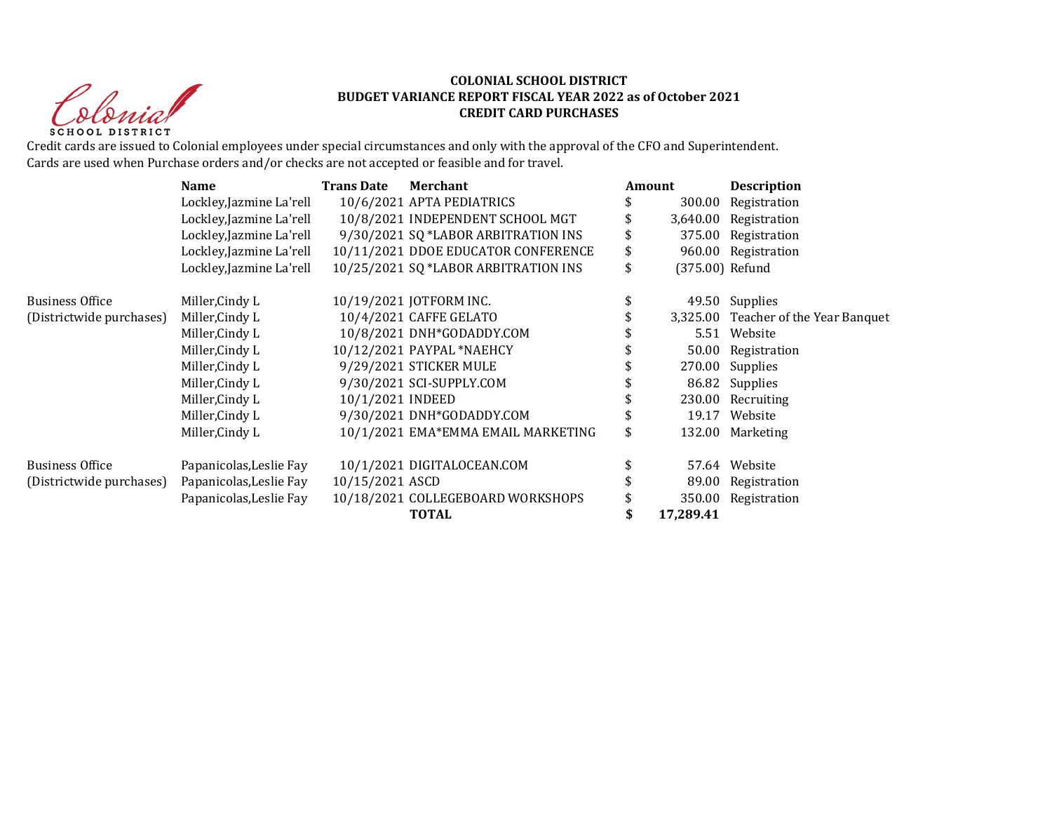**COLONIAL SCHOOL DISTRICT**
**BUDGET VARIANCE REPORT FISCAL YEAR 2022 as of October 2021**
**CREDIT CARD PURCHASES**

Credit cards are issued to Colonial employees under special circumstances and only with the approval of the CFO and Superintendent.
Cards are used when Purchase orders and/or checks are not accepted or feasible and for travel.

| | Name | Trans Date | Merchant | Amount | Description |
|---|---|---|---|---|---|
| | Lockley,Jazmine La'rell | 10/6/2021 | APTA PEDIATRICS | $ 300.00 | Registration |
| | Lockley,Jazmine La'rell | 10/8/2021 | INDEPENDENT SCHOOL MGT | $ 3,640.00 | Registration |
| | Lockley,Jazmine La'rell | 9/30/2021 | SQ *LABOR ARBITRATION INS | $ 375.00 | Registration |
| | Lockley,Jazmine La'rell | 10/11/2021 | DDOE EDUCATOR CONFERENCE | $ 960.00 | Registration |
| | Lockley,Jazmine La'rell | 10/25/2021 | SQ *LABOR ARBITRATION INS | $ (375.00) | Refund |
| Business Office | Miller,Cindy L | 10/19/2021 | JOTFORM INC. | $ 49.50 | Supplies |
| (Districtwide purchases) | Miller,Cindy L | 10/4/2021 | CAFFE GELATO | $ 3,325.00 | Teacher of the Year Banquet |
| | Miller,Cindy L | 10/8/2021 | DNH*GODADDY.COM | $ 5.51 | Website |
| | Miller,Cindy L | 10/12/2021 | PAYPAL *NAEHCY | $ 50.00 | Registration |
| | Miller,Cindy L | 9/29/2021 | STICKER MULE | $ 270.00 | Supplies |
| | Miller,Cindy L | 9/30/2021 | SCI-SUPPLY.COM | $ 86.82 | Supplies |
| | Miller,Cindy L | 10/1/2021 | INDEED | $ 230.00 | Recruiting |
| | Miller,Cindy L | 9/30/2021 | DNH*GODADDY.COM | $ 19.17 | Website |
| | Miller,Cindy L | 10/1/2021 | EMA*EMMA EMAIL MARKETING | $ 132.00 | Marketing |
| Business Office | Papanicolas,Leslie Fay | 10/1/2021 | DIGITALOCEAN.COM | $ 57.64 | Website |
| (Districtwide purchases) | Papanicolas,Leslie Fay | 10/15/2021 | ASCD | $ 89.00 | Registration |
| | Papanicolas,Leslie Fay | 10/18/2021 | COLLEGEBOARD WORKSHOPS | $ 350.00 | Registration |
| | | | **TOTAL** | **$ 17,289.41** | |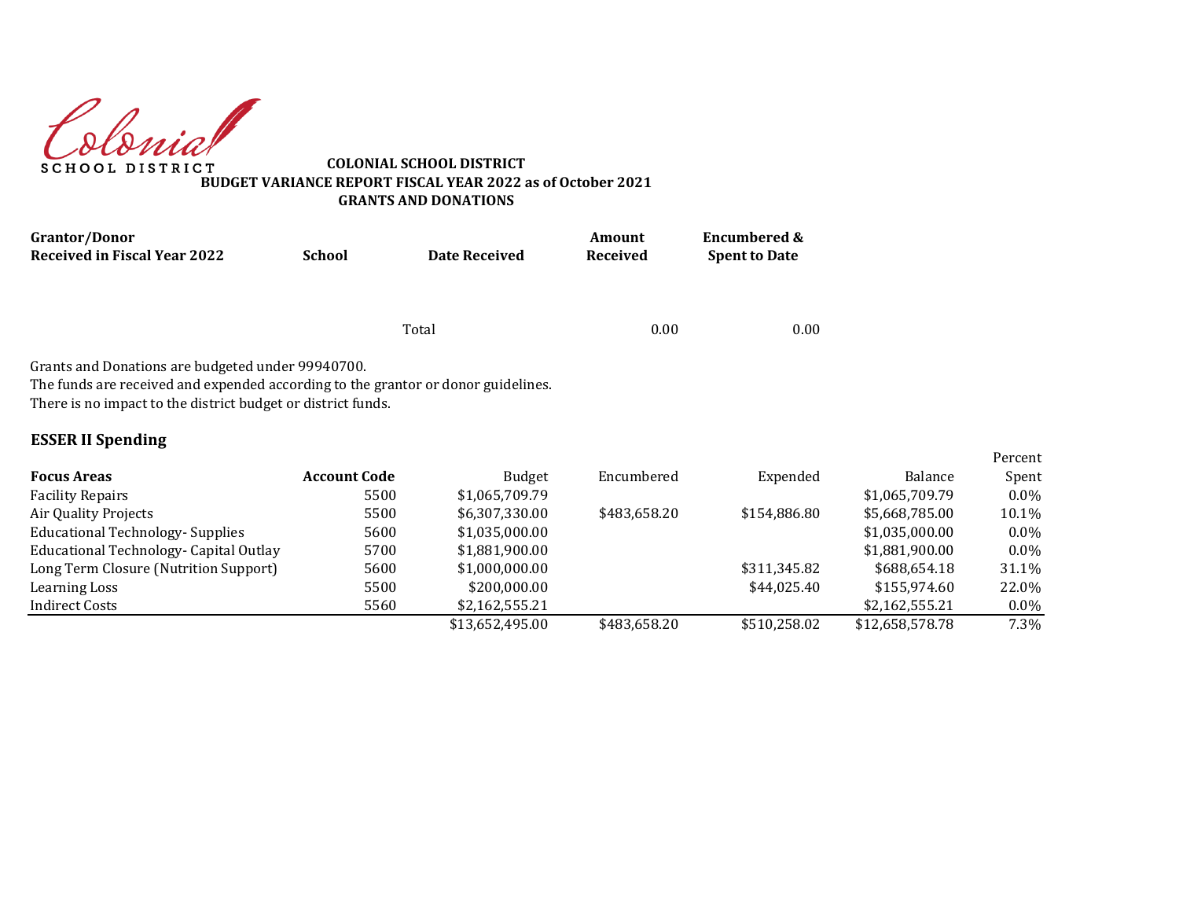Colonial SCHOOL DISTRICT

**COLONIAL SCHOOL DISTRICT**
**BUDGET VARIANCE REPORT FISCAL YEAR 2022 as of October 2021**
**GRANTS AND DONATIONS**

| Grantor/Donor Received in Fiscal Year 2022 | School | Date Received | Amount Received | Encumbered & Spent to Date |
|---|---|---|---|---|
| | | Total | 0.00 | 0.00 |

Grants and Donations are budgeted under 99940700.
The funds are received and expended according to the grantor or donor guidelines.
There is no impact to the district budget or district funds.

## ESSER II Spending

| Focus Areas | Account Code | Budget | Encumbered | Expended | Balance | Percent Spent |
|---|---|---|---|---|---|---|
| Facility Repairs | 5500 | $1,065,709.79 | | | $1,065,709.79 | 0.0% |
| Air Quality Projects | 5500 | $6,307,330.00 | $483,658.20 | $154,886.80 | $5,668,785.00 | 10.1% |
| Educational Technology- Supplies | 5600 | $1,035,000.00 | | | $1,035,000.00 | 0.0% |
| Educational Technology- Capital Outlay | 5700 | $1,881,900.00 | | | $1,881,900.00 | 0.0% |
| Long Term Closure (Nutrition Support) | 5600 | $1,000,000.00 | | $311,345.82 | $688,654.18 | 31.1% |
| Learning Loss | 5500 | $200,000.00 | | $44,025.40 | $155,974.60 | 22.0% |
| Indirect Costs | 5560 | $2,162,555.21 | | | $2,162,555.21 | 0.0% |
| | | $13,652,495.00 | $483,658.20 | $510,258.02 | $12,658,578.78 | 7.3% |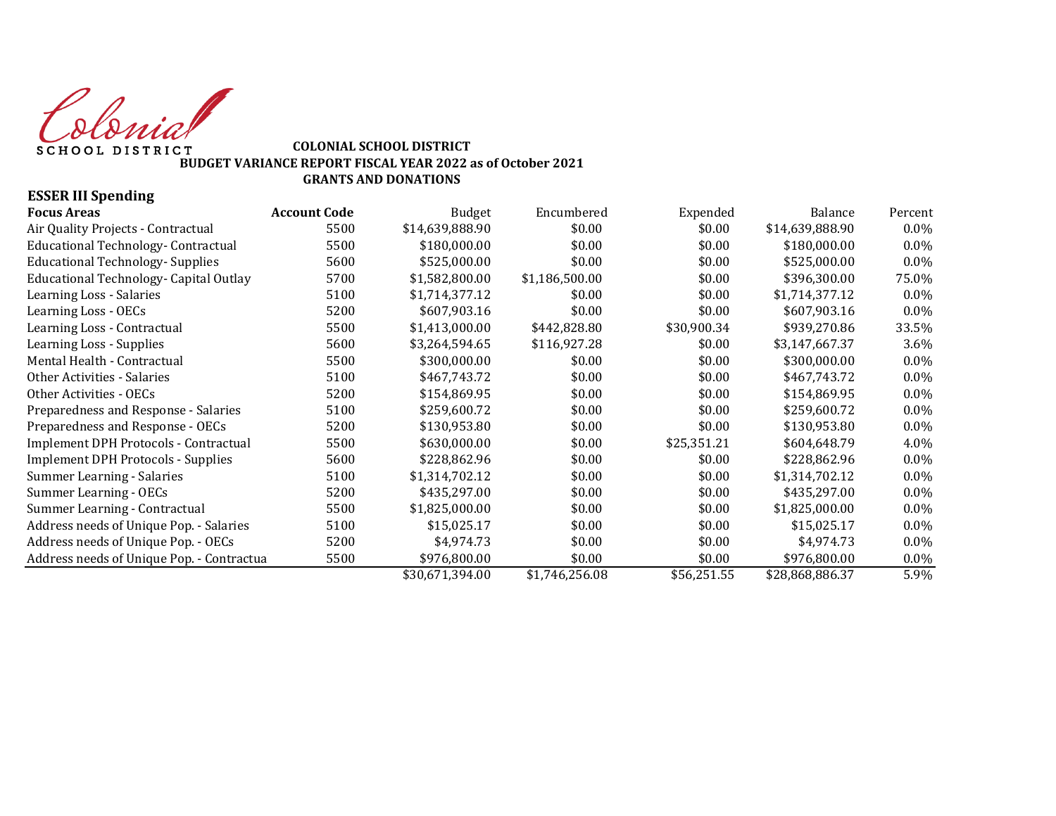Colonial SCHOOL DISTRICT

**COLONIAL SCHOOL DISTRICT**
**BUDGET VARIANCE REPORT FISCAL YEAR 2022 as of October 2021**
**GRANTS AND DONATIONS**

## ESSER III Spending

| Focus Areas | Account Code | Budget | Encumbered | Expended | Balance | Percent |
|---|---|---|---|---|---|---|
| Air Quality Projects - Contractual | 5500 | $14,639,888.90 | $0.00 | $0.00 | $14,639,888.90 | 0.0% |
| Educational Technology- Contractual | 5500 | $180,000.00 | $0.00 | $0.00 | $180,000.00 | 0.0% |
| Educational Technology- Supplies | 5600 | $525,000.00 | $0.00 | $0.00 | $525,000.00 | 0.0% |
| Educational Technology- Capital Outlay | 5700 | $1,582,800.00 | $1,186,500.00 | $0.00 | $396,300.00 | 75.0% |
| Learning Loss - Salaries | 5100 | $1,714,377.12 | $0.00 | $0.00 | $1,714,377.12 | 0.0% |
| Learning Loss - OECs | 5200 | $607,903.16 | $0.00 | $0.00 | $607,903.16 | 0.0% |
| Learning Loss - Contractual | 5500 | $1,413,000.00 | $442,828.80 | $30,900.34 | $939,270.86 | 33.5% |
| Learning Loss - Supplies | 5600 | $3,264,594.65 | $116,927.28 | $0.00 | $3,147,667.37 | 3.6% |
| Mental Health - Contractual | 5500 | $300,000.00 | $0.00 | $0.00 | $300,000.00 | 0.0% |
| Other Activities - Salaries | 5100 | $467,743.72 | $0.00 | $0.00 | $467,743.72 | 0.0% |
| Other Activities - OECs | 5200 | $154,869.95 | $0.00 | $0.00 | $154,869.95 | 0.0% |
| Preparedness and Response - Salaries | 5100 | $259,600.72 | $0.00 | $0.00 | $259,600.72 | 0.0% |
| Preparedness and Response - OECs | 5200 | $130,953.80 | $0.00 | $0.00 | $130,953.80 | 0.0% |
| Implement DPH Protocols - Contractual | 5500 | $630,000.00 | $0.00 | $25,351.21 | $604,648.79 | 4.0% |
| Implement DPH Protocols - Supplies | 5600 | $228,862.96 | $0.00 | $0.00 | $228,862.96 | 0.0% |
| Summer Learning - Salaries | 5100 | $1,314,702.12 | $0.00 | $0.00 | $1,314,702.12 | 0.0% |
| Summer Learning - OECs | 5200 | $435,297.00 | $0.00 | $0.00 | $435,297.00 | 0.0% |
| Summer Learning - Contractual | 5500 | $1,825,000.00 | $0.00 | $0.00 | $1,825,000.00 | 0.0% |
| Address needs of Unique Pop. - Salaries | 5100 | $15,025.17 | $0.00 | $0.00 | $15,025.17 | 0.0% |
| Address needs of Unique Pop. - OECs | 5200 | $4,974.73 | $0.00 | $0.00 | $4,974.73 | 0.0% |
| Address needs of Unique Pop. - Contractua | 5500 | $976,800.00 | $0.00 | $0.00 | $976,800.00 | 0.0% |
| | | $30,671,394.00 | $1,746,256.08 | $56,251.55 | $28,868,886.37 | 5.9% |